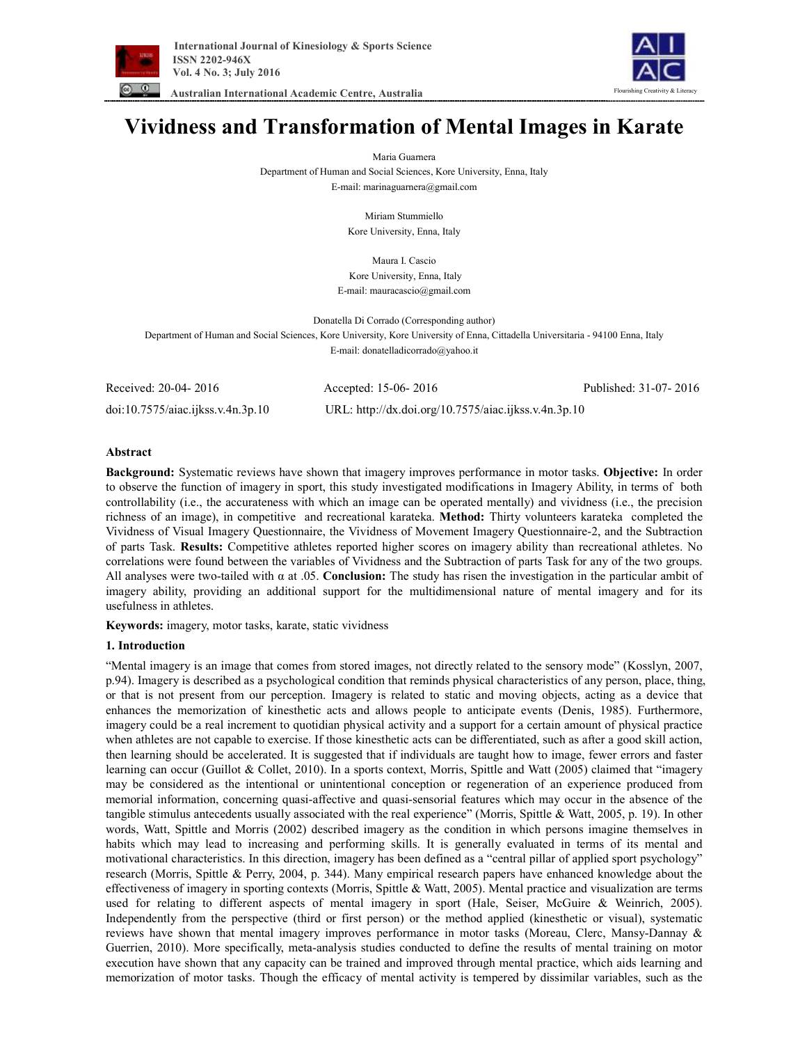# Vividness and Transformation of Mental Images in Karate

Maria Guarnera
Department of Human and Social Sciences, Kore University, Enna, Italy
E-mail: marinaguarnera@gmail.com

Miriam Stummiello
Kore University, Enna, Italy

Maura I. Cascio
Kore University, Enna, Italy
E-mail: mauracascio@gmail.com

Donatella Di Corrado (Corresponding author)
Department of Human and Social Sciences, Kore University, Kore University of Enna, Cittadella Universitaria - 94100 Enna, Italy
E-mail: donatelladicorrado@yahoo.it

Received: 20-04- 2016 Accepted: 15-06- 2016 Published: 31-07- 2016

doi:10.7575/aiac.ijkss.v.4n.3p.10 URL: http://dx.doi.org/10.7575/aiac.ijkss.v.4n.3p.10

## Abstract

**Background:** Systematic reviews have shown that imagery improves performance in motor tasks. **Objective:** In order to observe the function of imagery in sport, this study investigated modifications in Imagery Ability, in terms of both controllability (i.e., the accurateness with which an image can be operated mentally) and vividness (i.e., the precision richness of an image), in competitive and recreational karateka. **Method:** Thirty volunteers karateka completed the Vividness of Visual Imagery Questionnaire, the Vividness of Movement Imagery Questionnaire-2, and the Subtraction of parts Task. **Results:** Competitive athletes reported higher scores on imagery ability than recreational athletes. No correlations were found between the variables of Vividness and the Subtraction of parts Task for any of the two groups. All analyses were two-tailed with α at .05. **Conclusion:** The study has risen the investigation in the particular ambit of imagery ability, providing an additional support for the multidimensional nature of mental imagery and for its usefulness in athletes.

**Keywords:** imagery, motor tasks, karate, static vividness

## 1. Introduction

"Mental imagery is an image that comes from stored images, not directly related to the sensory mode" (Kosslyn, 2007, p.94). Imagery is described as a psychological condition that reminds physical characteristics of any person, place, thing, or that is not present from our perception. Imagery is related to static and moving objects, acting as a device that enhances the memorization of kinesthetic acts and allows people to anticipate events (Denis, 1985). Furthermore, imagery could be a real increment to quotidian physical activity and a support for a certain amount of physical practice when athletes are not capable to exercise. If those kinesthetic acts can be differentiated, such as after a good skill action, then learning should be accelerated. It is suggested that if individuals are taught how to image, fewer errors and faster learning can occur (Guillot & Collet, 2010). In a sports context, Morris, Spittle and Watt (2005) claimed that "imagery may be considered as the intentional or unintentional conception or regeneration of an experience produced from memorial information, concerning quasi-affective and quasi-sensorial features which may occur in the absence of the tangible stimulus antecedents usually associated with the real experience" (Morris, Spittle & Watt, 2005, p. 19). In other words, Watt, Spittle and Morris (2002) described imagery as the condition in which persons imagine themselves in habits which may lead to increasing and performing skills. It is generally evaluated in terms of its mental and motivational characteristics. In this direction, imagery has been defined as a "central pillar of applied sport psychology" research (Morris, Spittle & Perry, 2004, p. 344). Many empirical research papers have enhanced knowledge about the effectiveness of imagery in sporting contexts (Morris, Spittle & Watt, 2005). Mental practice and visualization are terms used for relating to different aspects of mental imagery in sport (Hale, Seiser, McGuire & Weinrich, 2005). Independently from the perspective (third or first person) or the method applied (kinesthetic or visual), systematic reviews have shown that mental imagery improves performance in motor tasks (Moreau, Clerc, Mansy-Dannay & Guerrien, 2010). More specifically, meta-analysis studies conducted to define the results of mental training on motor execution have shown that any capacity can be trained and improved through mental practice, which aids learning and memorization of motor tasks. Though the efficacy of mental activity is tempered by dissimilar variables, such as the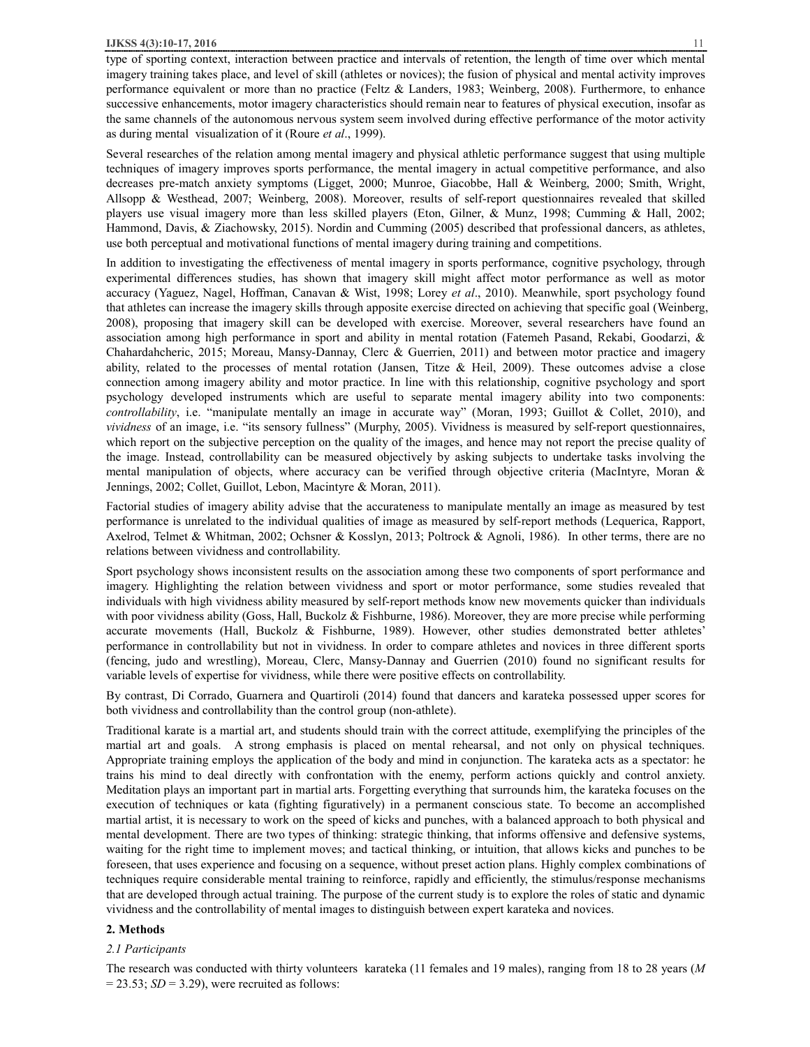type of sporting context, interaction between practice and intervals of retention, the length of time over which mental imagery training takes place, and level of skill (athletes or novices); the fusion of physical and mental activity improves performance equivalent or more than no practice (Feltz & Landers, 1983; Weinberg, 2008). Furthermore, to enhance successive enhancements, motor imagery characteristics should remain near to features of physical execution, insofar as the same channels of the autonomous nervous system seem involved during effective performance of the motor activity as during mental visualization of it (Roure *et al*., 1999).

Several researches of the relation among mental imagery and physical athletic performance suggest that using multiple techniques of imagery improves sports performance, the mental imagery in actual competitive performance, and also decreases pre-match anxiety symptoms (Ligget, 2000; Munroe, Giacobbe, Hall & Weinberg, 2000; Smith, Wright, Allsopp & Westhead, 2007; Weinberg, 2008). Moreover, results of self-report questionnaires revealed that skilled players use visual imagery more than less skilled players (Eton, Gilner, & Munz, 1998; Cumming & Hall, 2002; Hammond, Davis, & Ziachowsky, 2015). Nordin and Cumming (2005) described that professional dancers, as athletes, use both perceptual and motivational functions of mental imagery during training and competitions.

In addition to investigating the effectiveness of mental imagery in sports performance, cognitive psychology, through experimental differences studies, has shown that imagery skill might affect motor performance as well as motor accuracy (Yaguez, Nagel, Hoffman, Canavan & Wist, 1998; Lorey *et al*., 2010). Meanwhile, sport psychology found that athletes can increase the imagery skills through apposite exercise directed on achieving that specific goal (Weinberg, 2008), proposing that imagery skill can be developed with exercise. Moreover, several researchers have found an association among high performance in sport and ability in mental rotation (Fatemeh Pasand, Rekabi, Goodarzi, & Chahardahcheric, 2015; Moreau, Mansy-Dannay, Clerc & Guerrien, 2011) and between motor practice and imagery ability, related to the processes of mental rotation (Jansen, Titze & Heil, 2009). These outcomes advise a close connection among imagery ability and motor practice. In line with this relationship, cognitive psychology and sport psychology developed instruments which are useful to separate mental imagery ability into two components: *controllability*, i.e. "manipulate mentally an image in accurate way" (Moran, 1993; Guillot & Collet, 2010), and *vividness* of an image, i.e. "its sensory fullness" (Murphy, 2005). Vividness is measured by self-report questionnaires, which report on the subjective perception on the quality of the images, and hence may not report the precise quality of the image. Instead, controllability can be measured objectively by asking subjects to undertake tasks involving the mental manipulation of objects, where accuracy can be verified through objective criteria (MacIntyre, Moran & Jennings, 2002; Collet, Guillot, Lebon, Macintyre & Moran, 2011).

Factorial studies of imagery ability advise that the accurateness to manipulate mentally an image as measured by test performance is unrelated to the individual qualities of image as measured by self-report methods (Lequerica, Rapport, Axelrod, Telmet & Whitman, 2002; Ochsner & Kosslyn, 2013; Poltrock & Agnoli, 1986). In other terms, there are no relations between vividness and controllability.

Sport psychology shows inconsistent results on the association among these two components of sport performance and imagery. Highlighting the relation between vividness and sport or motor performance, some studies revealed that individuals with high vividness ability measured by self-report methods know new movements quicker than individuals with poor vividness ability (Goss, Hall, Buckolz & Fishburne, 1986). Moreover, they are more precise while performing accurate movements (Hall, Buckolz & Fishburne, 1989). However, other studies demonstrated better athletes' performance in controllability but not in vividness. In order to compare athletes and novices in three different sports (fencing, judo and wrestling), Moreau, Clerc, Mansy-Dannay and Guerrien (2010) found no significant results for variable levels of expertise for vividness, while there were positive effects on controllability.

By contrast, Di Corrado, Guarnera and Quartiroli (2014) found that dancers and karateka possessed upper scores for both vividness and controllability than the control group (non-athlete).

Traditional karate is a martial art, and students should train with the correct attitude, exemplifying the principles of the martial art and goals. A strong emphasis is placed on mental rehearsal, and not only on physical techniques. Appropriate training employs the application of the body and mind in conjunction. The karateka acts as a spectator: he trains his mind to deal directly with confrontation with the enemy, perform actions quickly and control anxiety. Meditation plays an important part in martial arts. Forgetting everything that surrounds him, the karateka focuses on the execution of techniques or kata (fighting figuratively) in a permanent conscious state. To become an accomplished martial artist, it is necessary to work on the speed of kicks and punches, with a balanced approach to both physical and mental development. There are two types of thinking: strategic thinking, that informs offensive and defensive systems, waiting for the right time to implement moves; and tactical thinking, or intuition, that allows kicks and punches to be foreseen, that uses experience and focusing on a sequence, without preset action plans. Highly complex combinations of techniques require considerable mental training to reinforce, rapidly and efficiently, the stimulus/response mechanisms that are developed through actual training. The purpose of the current study is to explore the roles of static and dynamic vividness and the controllability of mental images to distinguish between expert karateka and novices.

## 2. Methods

### *2.1 Participants*

The research was conducted with thirty volunteers karateka (11 females and 19 males), ranging from 18 to 28 years ($M = 23.53$; $SD = 3.29$), were recruited as follows: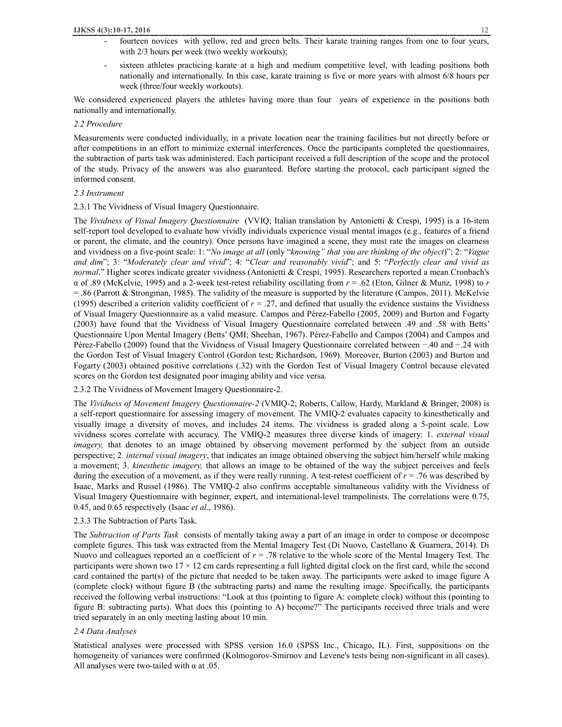- fourteen novices with yellow, red and green belts. Their karate training ranges from one to four years, with 2/3 hours per week (two weekly workouts);
- sixteen athletes practicing karate at a high and medium competitive level, with leading positions both nationally and internationally. In this case, karate training is five or more years with almost 6/8 hours per week (three/four weekly workouts).

We considered experienced players the athletes having more than four years of experience in the positions both nationally and internationally.

### *2.2 Procedure*

Measurements were conducted individually, in a private location near the training facilities but not directly before or after competitions in an effort to minimize external interferences. Once the participants completed the questionnaires, the subtraction of parts task was administered. Each participant received a full description of the scope and the protocol of the study. Privacy of the answers was also guaranteed. Before starting the protocol, each participant signed the informed consent.

### *2.3 Instrument*

#### 2.3.1 The Vividness of Visual Imagery Questionnaire.

The *Vividness of Visual Imagery Questionnaire* (VVIQ; Italian translation by Antonietti & Crespi, 1995) is a 16-item self-report tool developed to evaluate how vividly individuals experience visual mental images (e.g., features of a friend or parent, the climate, and the country). Once persons have imagined a scene, they must rate the images on clearness and vividness on a five-point scale: 1: "*No image at all* (only "*knowing" that you are thinking of the object*)"; 2: "*Vague and dim*"; 3: "*Moderately clear and vivid*"; 4: "*Clear and reasonably vivid*"; and 5: "*Perfectly clear and vivid as normal*." Higher scores indicate greater vividness (Antonietti & Crespi, 1995). Researchers reported a mean Cronbach's α of .89 (McKelvie, 1995) and a 2-week test-retest reliability oscillating from $r = .62$ (Eton, Gilner & Munz, 1998) to $r = .86$ (Parrott & Strongman, 1985). The validity of the measure is supported by the literature (Campos, 2011). McKelvie (1995) described a criterion validity coefficient of $r = .27$, and defined that usually the evidence sustains the Vividness of Visual Imagery Questionnaire as a valid measure. Campos and Pérez-Fabello (2005, 2009) and Burton and Fogarty (2003) have found that the Vividness of Visual Imagery Questionnaire correlated between .49 and .58 with Betts' Questionnaire Upon Mental Imagery (Betts' QMI; Sheehan, 1967). Pérez-Fabello and Campos (2004) and Campos and Pérez-Fabello (2009) found that the Vividness of Visual Imagery Questionnaire correlated between −.40 and −.24 with the Gordon Test of Visual Imagery Control (Gordon test; Richardson, 1969). Moreover, Burton (2003) and Burton and Fogarty (2003) obtained positive correlations (.32) with the Gordon Test of Visual Imagery Control because elevated scores on the Gordon test designated poor imaging ability and vice versa.

#### 2.3.2 The Vividness of Movement Imagery Questionnaire-2.

The *Vividness of Movement Imagery Questionnaire-2* (VMIQ-2; Roberts, Callow, Hardy, Markland & Bringer, 2008) is a self-report questionnaire for assessing imagery of movement. The VMIQ-2 evaluates capacity to kinesthetically and visually image a diversity of moves, and includes 24 items. The vividness is graded along a 5-point scale. Low vividness scores correlate with accuracy. The VMIQ-2 measures three diverse kinds of imagery: 1. *external visual imagery,* that denotes to an image obtained by observing movement performed by the subject from an outside perspective; 2. *internal visual imagery*, that indicates an image obtained observing the subject him/herself while making a movement; 3. *kinesthetic imagery,* that allows an image to be obtained of the way the subject perceives and feels during the execution of a movement, as if they were really running. A test-retest coefficient of $r = .76$ was described by Isaac, Marks and Russel (1986). The VMIQ-2 also confirms acceptable simultaneous validity with the Vividness of Visual Imagery Questionnaire with beginner, expert, and international-level trampolinists. The correlations were 0.75, 0.45, and 0.65 respectively (Isaac *et al*., 1986).

#### 2.3.3 The Subtraction of Parts Task.

The *Subtraction of Parts Task* consists of mentally taking away a part of an image in order to compose or decompose complete figures. This task was extracted from the Mental Imagery Test (Di Nuovo, Castellano & Guarnera, 2014). Di Nuovo and colleagues reported an α coefficient of $r = .78$ relative to the whole score of the Mental Imagery Test. The participants were shown two $17 \times 12$ cm cards representing a full lighted digital clock on the first card, while the second card contained the part(s) of the picture that needed to be taken away. The participants were asked to image figure A (complete clock) without figure B (the subtracting parts) and name the resulting image. Specifically, the participants received the following verbal instructions: "Look at this (pointing to figure A: complete clock) without this (pointing to figure B: subtracting parts). What does this (pointing to A) become?" The participants received three trials and were tried separately in an only meeting lasting about 10 min.

### *2.4 Data Analyses*

Statistical analyses were processed with SPSS version 16.0 (SPSS Inc., Chicago, IL). First, suppositions on the homogeneity of variances were confirmed (Kolmogorov-Smirnov and Levene's tests being non-significant in all cases). All analyses were two-tailed with α at .05.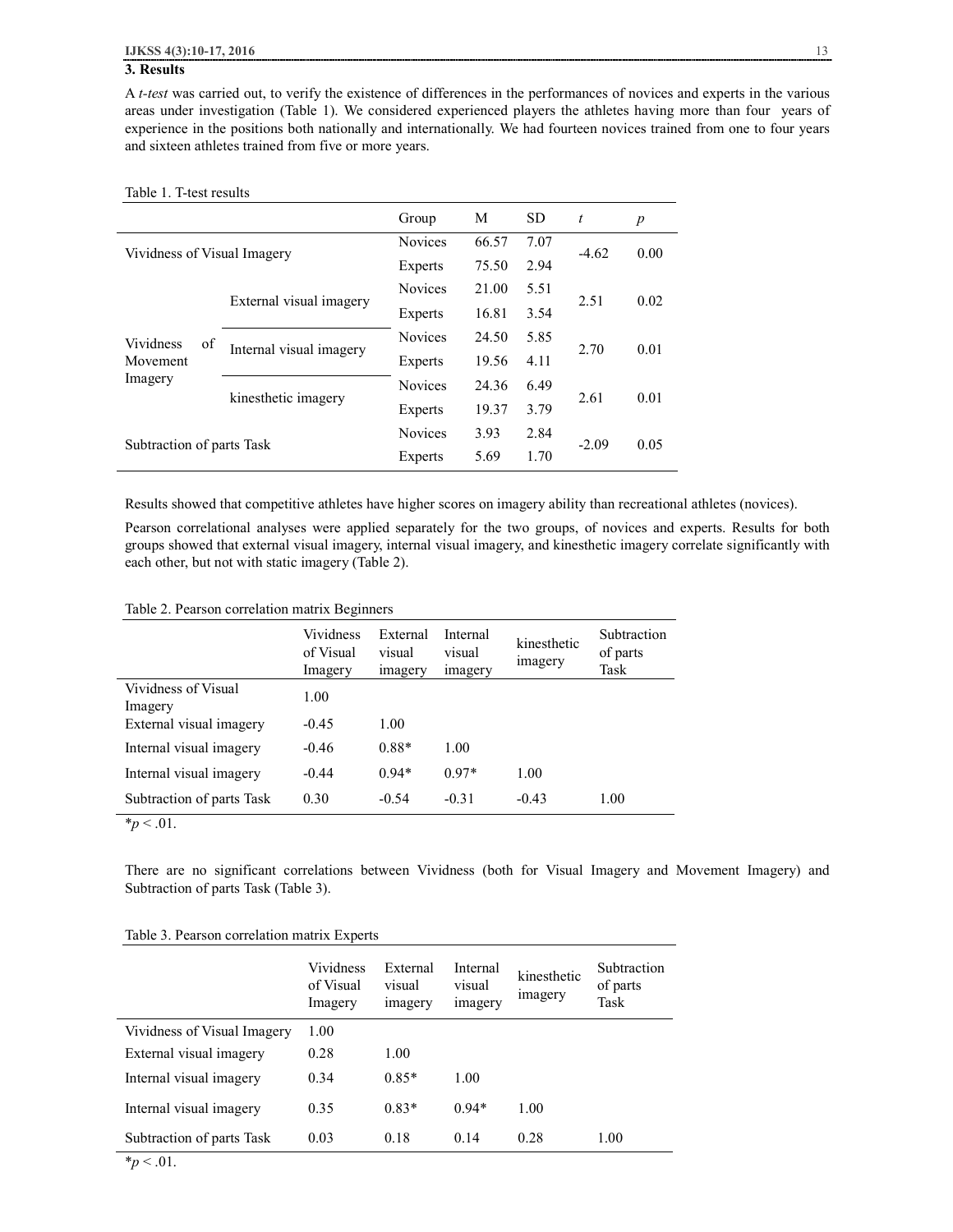## 3. Results

A *t-test* was carried out, to verify the existence of differences in the performances of novices and experts in the various areas under investigation (Table 1). We considered experienced players the athletes having more than four years of experience in the positions both nationally and internationally. We had fourteen novices trained from one to four years and sixteen athletes trained from five or more years.

Table 1. T-test results

| | | Group | M | SD | *t* | *p* |
|---|---|---|---|---|---|---|
| Vividness of Visual Imagery | | Novices | 66.57 | 7.07 | -4.62 | 0.00 |
| | | Experts | 75.50 | 2.94 | | |
| Vividness of Movement Imagery | External visual imagery | Novices | 21.00 | 5.51 | 2.51 | 0.02 |
| | | Experts | 16.81 | 3.54 | | |
| | Internal visual imagery | Novices | 24.50 | 5.85 | 2.70 | 0.01 |
| | | Experts | 19.56 | 4.11 | | |
| | kinesthetic imagery | Novices | 24.36 | 6.49 | 2.61 | 0.01 |
| | | Experts | 19.37 | 3.79 | | |
| Subtraction of parts Task | | Novices | 3.93 | 2.84 | -2.09 | 0.05 |
| | | Experts | 5.69 | 1.70 | | |

Results showed that competitive athletes have higher scores on imagery ability than recreational athletes (novices).

Pearson correlational analyses were applied separately for the two groups, of novices and experts. Results for both groups showed that external visual imagery, internal visual imagery, and kinesthetic imagery correlate significantly with each other, but not with static imagery (Table 2).

Table 2. Pearson correlation matrix Beginners

| | Vividness of Visual Imagery | External visual imagery | Internal visual imagery | kinesthetic imagery | Subtraction of parts Task |
|---|---|---|---|---|---|
| Vividness of Visual Imagery | 1.00 | | | | |
| External visual imagery | -0.45 | 1.00 | | | |
| Internal visual imagery | -0.46 | 0.88* | 1.00 | | |
| Internal visual imagery | -0.44 | 0.94* | 0.97* | 1.00 | |
| Subtraction of parts Task | 0.30 | -0.54 | -0.31 | -0.43 | 1.00 |

*$p < .01$.

There are no significant correlations between Vividness (both for Visual Imagery and Movement Imagery) and Subtraction of parts Task (Table 3).

Table 3. Pearson correlation matrix Experts

| | Vividness of Visual Imagery | External visual imagery | Internal visual imagery | kinesthetic imagery | Subtraction of parts Task |
|---|---|---|---|---|---|
| Vividness of Visual Imagery | 1.00 | | | | |
| External visual imagery | 0.28 | 1.00 | | | |
| Internal visual imagery | 0.34 | 0.85* | 1.00 | | |
| Internal visual imagery | 0.35 | 0.83* | 0.94* | 1.00 | |
| Subtraction of parts Task | 0.03 | 0.18 | 0.14 | 0.28 | 1.00 |

*$p < .01$.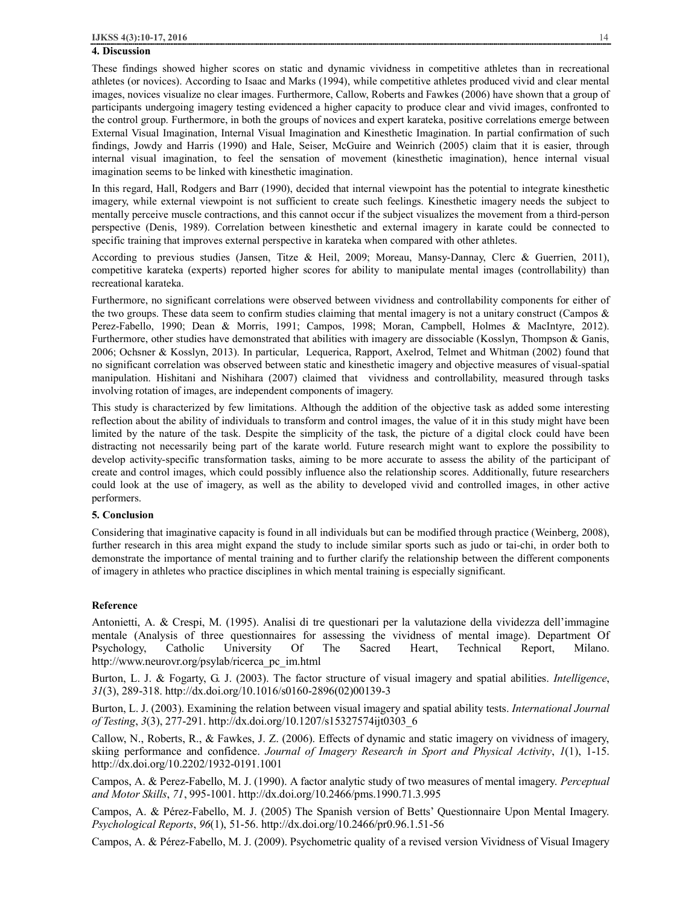## 4. Discussion

These findings showed higher scores on static and dynamic vividness in competitive athletes than in recreational athletes (or novices). According to Isaac and Marks (1994), while competitive athletes produced vivid and clear mental images, novices visualize no clear images. Furthermore, Callow, Roberts and Fawkes (2006) have shown that a group of participants undergoing imagery testing evidenced a higher capacity to produce clear and vivid images, confronted to the control group. Furthermore, in both the groups of novices and expert karateka, positive correlations emerge between External Visual Imagination, Internal Visual Imagination and Kinesthetic Imagination. In partial confirmation of such findings, Jowdy and Harris (1990) and Hale, Seiser, McGuire and Weinrich (2005) claim that it is easier, through internal visual imagination, to feel the sensation of movement (kinesthetic imagination), hence internal visual imagination seems to be linked with kinesthetic imagination.

In this regard, Hall, Rodgers and Barr (1990), decided that internal viewpoint has the potential to integrate kinesthetic imagery, while external viewpoint is not sufficient to create such feelings. Kinesthetic imagery needs the subject to mentally perceive muscle contractions, and this cannot occur if the subject visualizes the movement from a third-person perspective (Denis, 1989). Correlation between kinesthetic and external imagery in karate could be connected to specific training that improves external perspective in karateka when compared with other athletes.

According to previous studies (Jansen, Titze & Heil, 2009; Moreau, Mansy-Dannay, Clerc & Guerrien, 2011), competitive karateka (experts) reported higher scores for ability to manipulate mental images (controllability) than recreational karateka.

Furthermore, no significant correlations were observed between vividness and controllability components for either of the two groups. These data seem to confirm studies claiming that mental imagery is not a unitary construct (Campos & Perez-Fabello, 1990; Dean & Morris, 1991; Campos, 1998; Moran, Campbell, Holmes & MacIntyre, 2012). Furthermore, other studies have demonstrated that abilities with imagery are dissociable (Kosslyn, Thompson & Ganis, 2006; Ochsner & Kosslyn, 2013). In particular, Lequerica, Rapport, Axelrod, Telmet and Whitman (2002) found that no significant correlation was observed between static and kinesthetic imagery and objective measures of visual-spatial manipulation. Hishitani and Nishihara (2007) claimed that vividness and controllability, measured through tasks involving rotation of images, are independent components of imagery.

This study is characterized by few limitations. Although the addition of the objective task as added some interesting reflection about the ability of individuals to transform and control images, the value of it in this study might have been limited by the nature of the task. Despite the simplicity of the task, the picture of a digital clock could have been distracting not necessarily being part of the karate world. Future research might want to explore the possibility to develop activity-specific transformation tasks, aiming to be more accurate to assess the ability of the participant of create and control images, which could possibly influence also the relationship scores. Additionally, future researchers could look at the use of imagery, as well as the ability to developed vivid and controlled images, in other active performers.

## 5. Conclusion

Considering that imaginative capacity is found in all individuals but can be modified through practice (Weinberg, 2008), further research in this area might expand the study to include similar sports such as judo or tai-chi, in order both to demonstrate the importance of mental training and to further clarify the relationship between the different components of imagery in athletes who practice disciplines in which mental training is especially significant.

## Reference

Antonietti, A. & Crespi, M. (1995). Analisi di tre questionari per la valutazione della vividezza dell'immagine mentale (Analysis of three questionnaires for assessing the vividness of mental image). Department Of Psychology, Catholic University Of The Sacred Heart, Technical Report, Milano. http://www.neurovr.org/psylab/ricerca_pc_im.html

Burton, L. J. & Fogarty, G. J. (2003). The factor structure of visual imagery and spatial abilities. *Intelligence*, *31*(3), 289-318. http://dx.doi.org/10.1016/s0160-2896(02)00139-3

Burton, L. J. (2003). Examining the relation between visual imagery and spatial ability tests. *International Journal of Testing*, *3*(3), 277-291. http://dx.doi.org/10.1207/s15327574ijt0303_6

Callow, N., Roberts, R., & Fawkes, J. Z. (2006). Effects of dynamic and static imagery on vividness of imagery, skiing performance and confidence. *Journal of Imagery Research in Sport and Physical Activity*, *1*(1), 1-15. http://dx.doi.org/10.2202/1932-0191.1001

Campos, A. & Perez-Fabello, M. J. (1990). A factor analytic study of two measures of mental imagery. *Perceptual and Motor Skills*, *71*, 995-1001. http://dx.doi.org/10.2466/pms.1990.71.3.995

Campos, A. & Pérez-Fabello, M. J. (2005) The Spanish version of Betts' Questionnaire Upon Mental Imagery. *Psychological Reports*, *96*(1), 51-56. http://dx.doi.org/10.2466/pr0.96.1.51-56

Campos, A. & Pérez-Fabello, M. J. (2009). Psychometric quality of a revised version Vividness of Visual Imagery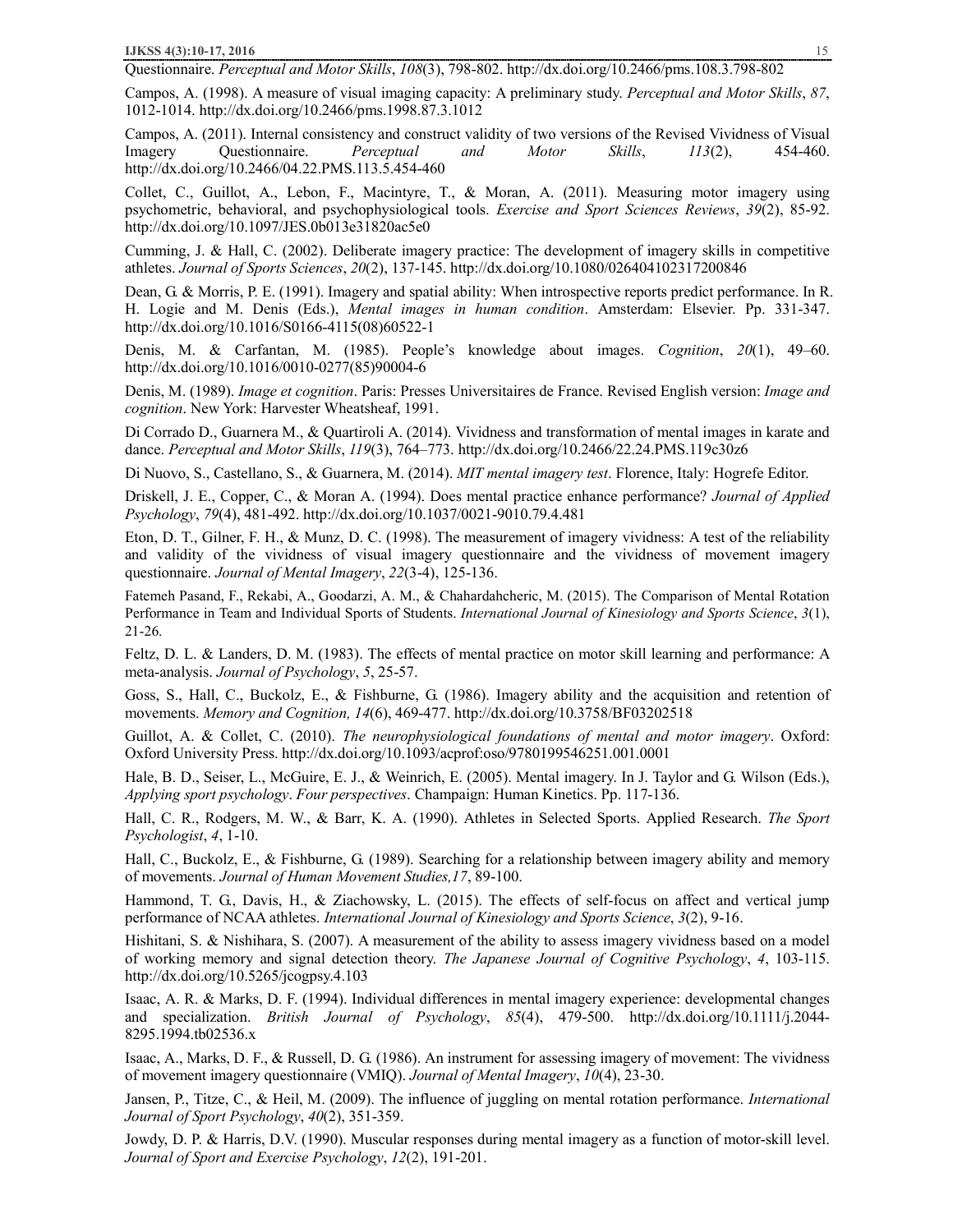Questionnaire. *Perceptual and Motor Skills*, *108*(3), 798-802. http://dx.doi.org/10.2466/pms.108.3.798-802

Campos, A. (1998). A measure of visual imaging capacity: A preliminary study. *Perceptual and Motor Skills*, *87*, 1012-1014. http://dx.doi.org/10.2466/pms.1998.87.3.1012

Campos, A. (2011). Internal consistency and construct validity of two versions of the Revised Vividness of Visual Imagery Questionnaire. *Perceptual and Motor Skills*, *113*(2), 454-460. http://dx.doi.org/10.2466/04.22.PMS.113.5.454-460

Collet, C., Guillot, A., Lebon, F., Macintyre, T., & Moran, A. (2011). Measuring motor imagery using psychometric, behavioral, and psychophysiological tools. *Exercise and Sport Sciences Reviews*, *39*(2), 85-92. http://dx.doi.org/10.1097/JES.0b013e31820ac5e0

Cumming, J. & Hall, C. (2002). Deliberate imagery practice: The development of imagery skills in competitive athletes. *Journal of Sports Sciences*, *20*(2), 137-145. http://dx.doi.org/10.1080/026404102317200846

Dean, G. & Morris, P. E. (1991). Imagery and spatial ability: When introspective reports predict performance. In R. H. Logie and M. Denis (Eds.), *Mental images in human condition*. Amsterdam: Elsevier. Pp. 331-347. http://dx.doi.org/10.1016/S0166-4115(08)60522-1

Denis, M. & Carfantan, M. (1985). People's knowledge about images. *Cognition*, *20*(1), 49–60. http://dx.doi.org/10.1016/0010-0277(85)90004-6

Denis, M. (1989). *Image et cognition*. Paris: Presses Universitaires de France. Revised English version: *Image and cognition*. New York: Harvester Wheatsheaf, 1991.

Di Corrado D., Guarnera M., & Quartiroli A. (2014). Vividness and transformation of mental images in karate and dance. *Perceptual and Motor Skills*, *119*(3), 764–773. http://dx.doi.org/10.2466/22.24.PMS.119c30z6

Di Nuovo, S., Castellano, S., & Guarnera, M. (2014). *MIT mental imagery test*. Florence, Italy: Hogrefe Editor.

Driskell, J. E., Copper, C., & Moran A. (1994). Does mental practice enhance performance? *Journal of Applied Psychology*, *79*(4), 481-492. http://dx.doi.org/10.1037/0021-9010.79.4.481

Eton, D. T., Gilner, F. H., & Munz, D. C. (1998). The measurement of imagery vividness: A test of the reliability and validity of the vividness of visual imagery questionnaire and the vividness of movement imagery questionnaire. *Journal of Mental Imagery*, *22*(3-4), 125-136.

Fatemeh Pasand, F., Rekabi, A., Goodarzi, A. M., & Chahardahcheric, M. (2015). The Comparison of Mental Rotation Performance in Team and Individual Sports of Students. *International Journal of Kinesiology and Sports Science*, *3*(1), 21-26.

Feltz, D. L. & Landers, D. M. (1983). The effects of mental practice on motor skill learning and performance: A meta-analysis. *Journal of Psychology*, *5*, 25-57.

Goss, S., Hall, C., Buckolz, E., & Fishburne, G. (1986). Imagery ability and the acquisition and retention of movements. *Memory and Cognition, 14*(6), 469-477. http://dx.doi.org/10.3758/BF03202518

Guillot, A. & Collet, C. (2010). *The neurophysiological foundations of mental and motor imagery*. Oxford: Oxford University Press. http://dx.doi.org/10.1093/acprof:oso/9780199546251.001.0001

Hale, B. D., Seiser, L., McGuire, E. J., & Weinrich, E. (2005). Mental imagery. In J. Taylor and G. Wilson (Eds.), *Applying sport psychology*. *Four perspectives*. Champaign: Human Kinetics. Pp. 117-136.

Hall, C. R., Rodgers, M. W., & Barr, K. A. (1990). Athletes in Selected Sports. Applied Research. *The Sport Psychologist*, *4*, 1-10.

Hall, C., Buckolz, E., & Fishburne, G. (1989). Searching for a relationship between imagery ability and memory of movements. *Journal of Human Movement Studies,17*, 89-100.

Hammond, T. G., Davis, H., & Ziachowsky, L. (2015). The effects of self-focus on affect and vertical jump performance of NCAA athletes. *International Journal of Kinesiology and Sports Science*, *3*(2), 9-16.

Hishitani, S. & Nishihara, S. (2007). A measurement of the ability to assess imagery vividness based on a model of working memory and signal detection theory. *The Japanese Journal of Cognitive Psychology*, *4*, 103-115. http://dx.doi.org/10.5265/jcogpsy.4.103

Isaac, A. R. & Marks, D. F. (1994). Individual differences in mental imagery experience: developmental changes and specialization. *British Journal of Psychology*, *85*(4), 479-500. http://dx.doi.org/10.1111/j.2044-8295.1994.tb02536.x

Isaac, A., Marks, D. F., & Russell, D. G. (1986). An instrument for assessing imagery of movement: The vividness of movement imagery questionnaire (VMIQ). *Journal of Mental Imagery*, *10*(4), 23-30.

Jansen, P., Titze, C., & Heil, M. (2009). The influence of juggling on mental rotation performance. *International Journal of Sport Psychology*, *40*(2), 351-359.

Jowdy, D. P. & Harris, D.V. (1990). Muscular responses during mental imagery as a function of motor-skill level. *Journal of Sport and Exercise Psychology*, *12*(2), 191-201.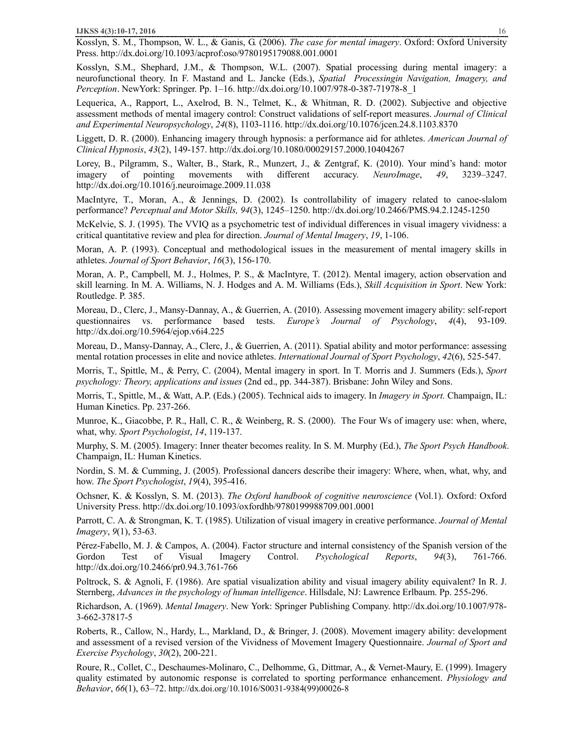Kosslyn, S. M., Thompson, W. L., & Ganis, G. (2006). *The case for mental imagery*. Oxford: Oxford University Press. http://dx.doi.org/10.1093/acprof:oso/9780195179088.001.0001

Kosslyn, S.M., Shephard, J.M., & Thompson, W.L. (2007). Spatial processing during mental imagery: a neurofunctional theory. In F. Mastand and L. Jancke (Eds.), *Spatial Processingin Navigation, Imagery, and Perception*. NewYork: Springer. Pp. 1–16. http://dx.doi.org/10.1007/978-0-387-71978-8_1

Lequerica, A., Rapport, L., Axelrod, B. N., Telmet, K., & Whitman, R. D. (2002). Subjective and objective assessment methods of mental imagery control: Construct validations of self-report measures. *Journal of Clinical and Experimental Neuropsychology*, *24*(8), 1103-1116. http://dx.doi.org/10.1076/jcen.24.8.1103.8370

Liggett, D. R. (2000). Enhancing imagery through hypnosis: a performance aid for athletes. *American Journal of Clinical Hypnosis*, *43*(2), 149-157. http://dx.doi.org/10.1080/00029157.2000.10404267

Lorey, B., Pilgramm, S., Walter, B., Stark, R., Munzert, J., & Zentgraf, K. (2010). Your mind's hand: motor imagery of pointing movements with different accuracy. *NeuroImage*, *49*, 3239–3247. http://dx.doi.org/10.1016/j.neuroimage.2009.11.038

MacIntyre, T., Moran, A., & Jennings, D. (2002). Is controllability of imagery related to canoe-slalom performance? *Perceptual and Motor Skills, 94*(3), 1245–1250. http://dx.doi.org/10.2466/PMS.94.2.1245-1250

McKelvie, S. J. (1995). The VVIQ as a psychometric test of individual differences in visual imagery vividness: a critical quantitative review and plea for direction. *Journal of Mental Imagery*, *19*, 1-106.

Moran, A. P. (1993). Conceptual and methodological issues in the measurement of mental imagery skills in athletes. *Journal of Sport Behavior*, *16*(3), 156-170.

Moran, A. P., Campbell, M. J., Holmes, P. S., & MacIntyre, T. (2012). Mental imagery, action observation and skill learning. In M. A. Williams, N. J. Hodges and A. M. Williams (Eds.), *Skill Acquisition in Sport*. New York: Routledge. P. 385.

Moreau, D., Clerc, J., Mansy-Dannay, A., & Guerrien, A. (2010). Assessing movement imagery ability: self-report questionnaires vs. performance based tests. *Europe's Journal of Psychology*, *4*(4), 93-109. http://dx.doi.org/10.5964/ejop.v6i4.225

Moreau, D., Mansy-Dannay, A., Clerc, J., & Guerrien, A. (2011). Spatial ability and motor performance: assessing mental rotation processes in elite and novice athletes. *International Journal of Sport Psychology*, *42*(6), 525-547.

Morris, T., Spittle, M., & Perry, C. (2004), Mental imagery in sport. In T. Morris and J. Summers (Eds.), *Sport psychology: Theory, applications and issues* (2nd ed., pp. 344-387). Brisbane: John Wiley and Sons.

Morris, T., Spittle, M., & Watt, A.P. (Eds.) (2005). Technical aids to imagery. In *Imagery in Sport.* Champaign, IL: Human Kinetics. Pp. 237-266.

Munroe, K., Giacobbe, P. R., Hall, C. R., & Weinberg, R. S. (2000). The Four Ws of imagery use: when, where, what, why. *Sport Psychologist*, *14*, 119-137.

Murphy, S. M. (2005). Imagery: Inner theater becomes reality. In S. M. Murphy (Ed.), *The Sport Psych Handbook*. Champaign, IL: Human Kinetics.

Nordin, S. M. & Cumming, J. (2005). Professional dancers describe their imagery: Where, when, what, why, and how. *The Sport Psychologist*, *19*(4), 395-416.

Ochsner, K. & Kosslyn, S. M. (2013). *The Oxford handbook of cognitive neuroscience* (Vol.1). Oxford: Oxford University Press. http://dx.doi.org/10.1093/oxfordhb/9780199988709.001.0001

Parrott, C. A. & Strongman, K. T. (1985). Utilization of visual imagery in creative performance. *Journal of Mental Imagery*, *9*(1), 53-63.

Pérez-Fabello, M. J. & Campos, A. (2004). Factor structure and internal consistency of the Spanish version of the Gordon Test of Visual Imagery Control. *Psychological Reports*, *94*(3), 761-766. http://dx.doi.org/10.2466/pr0.94.3.761-766

Poltrock, S. & Agnoli, F. (1986). Are spatial visualization ability and visual imagery ability equivalent? In R. J. Sternberg, *Advances in the psychology of human intelligence*. Hillsdale, NJ: Lawrence Erlbaum. Pp. 255-296.

Richardson, A. (1969). *Mental Imagery*. New York: Springer Publishing Company. http://dx.doi.org/10.1007/978-3-662-37817-5

Roberts, R., Callow, N., Hardy, L., Markland, D., & Bringer, J. (2008). Movement imagery ability: development and assessment of a revised version of the Vividness of Movement Imagery Questionnaire. *Journal of Sport and Exercise Psychology*, *30*(2), 200-221.

Roure, R., Collet, C., Deschaumes-Molinaro, C., Delhomme, G., Dittmar, A., & Vernet-Maury, E. (1999). Imagery quality estimated by autonomic response is correlated to sporting performance enhancement. *Physiology and Behavior*, *66*(1), 63–72. http://dx.doi.org/10.1016/S0031-9384(99)00026-8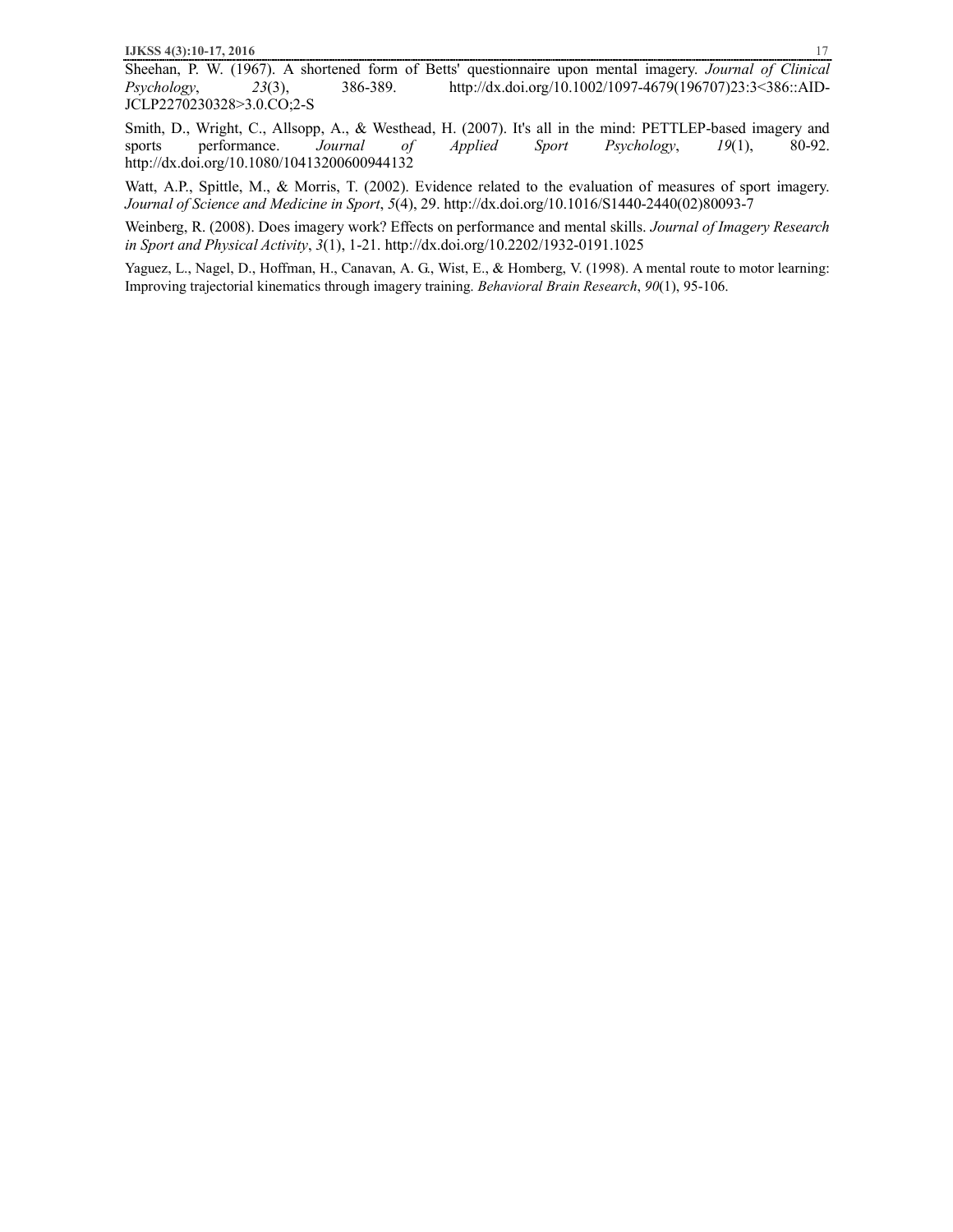Sheehan, P. W. (1967). A shortened form of Betts' questionnaire upon mental imagery. *Journal of Clinical Psychology*, *23*(3), 386-389. http://dx.doi.org/10.1002/1097-4679(196707)23:3<386::AID-JCLP2270230328>3.0.CO;2-S

Smith, D., Wright, C., Allsopp, A., & Westhead, H. (2007). It's all in the mind: PETTLEP-based imagery and sports performance. *Journal of Applied Sport Psychology*, *19*(1), 80-92. http://dx.doi.org/10.1080/10413200600944132

Watt, A.P., Spittle, M., & Morris, T. (2002). Evidence related to the evaluation of measures of sport imagery. *Journal of Science and Medicine in Sport*, *5*(4), 29. http://dx.doi.org/10.1016/S1440-2440(02)80093-7

Weinberg, R. (2008). Does imagery work? Effects on performance and mental skills. *Journal of Imagery Research in Sport and Physical Activity*, *3*(1), 1-21. http://dx.doi.org/10.2202/1932-0191.1025

Yaguez, L., Nagel, D., Hoffman, H., Canavan, A. G., Wist, E., & Homberg, V. (1998). A mental route to motor learning: Improving trajectorial kinematics through imagery training. *Behavioral Brain Research*, *90*(1), 95-106.